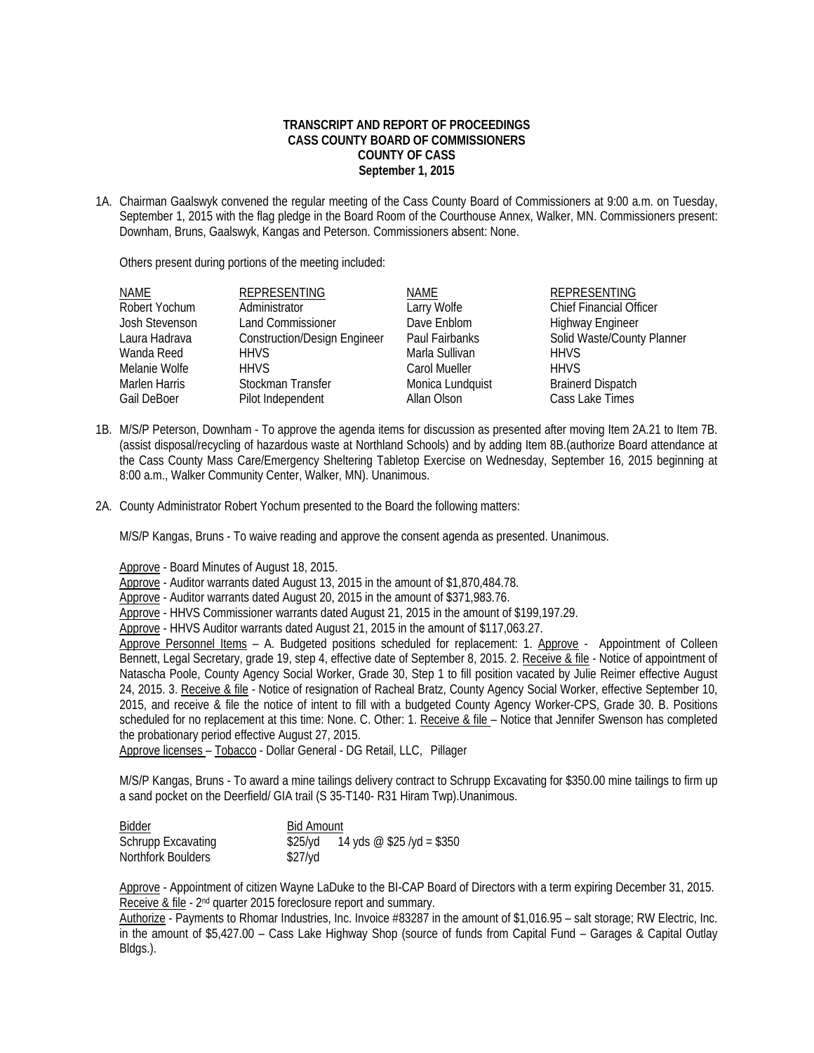**TRANSCRIPT AND REPORT OF PROCEEDINGS**
**CASS COUNTY BOARD OF COMMISSIONERS**
**COUNTY OF CASS**
**September 1, 2015**

1A. Chairman Gaalswyk convened the regular meeting of the Cass County Board of Commissioners at 9:00 a.m. on Tuesday, September 1, 2015 with the flag pledge in the Board Room of the Courthouse Annex, Walker, MN. Commissioners present: Downham, Bruns, Gaalswyk, Kangas and Peterson. Commissioners absent: None.

Others present during portions of the meeting included:

| NAME | REPRESENTING | NAME | REPRESENTING |
|---|---|---|---|
| Robert Yochum | Administrator | Larry Wolfe | Chief Financial Officer |
| Josh Stevenson | Land Commissioner | Dave Enblom | Highway Engineer |
| Laura Hadrava | Construction/Design Engineer | Paul Fairbanks | Solid Waste/County Planner |
| Wanda Reed | HHVS | Marla Sullivan | HHVS |
| Melanie Wolfe | HHVS | Carol Mueller | HHVS |
| Marlen Harris | Stockman Transfer | Monica Lundquist | Brainerd Dispatch |
| Gail DeBoer | Pilot Independent | Allan Olson | Cass Lake Times |

1B. M/S/P Peterson, Downham - To approve the agenda items for discussion as presented after moving Item 2A.21 to Item 7B. (assist disposal/recycling of hazardous waste at Northland Schools) and by adding Item 8B.(authorize Board attendance at the Cass County Mass Care/Emergency Sheltering Tabletop Exercise on Wednesday, September 16, 2015 beginning at 8:00 a.m., Walker Community Center, Walker, MN). Unanimous.

2A. County Administrator Robert Yochum presented to the Board the following matters:

M/S/P Kangas, Bruns - To waive reading and approve the consent agenda as presented. Unanimous.

Approve - Board Minutes of August 18, 2015.
Approve - Auditor warrants dated August 13, 2015 in the amount of $1,870,484.78.
Approve - Auditor warrants dated August 20, 2015 in the amount of $371,983.76.
Approve - HHVS Commissioner warrants dated August 21, 2015 in the amount of $199,197.29.
Approve - HHVS Auditor warrants dated August 21, 2015 in the amount of $117,063.27.
Approve Personnel Items – A. Budgeted positions scheduled for replacement: 1. Approve - Appointment of Colleen Bennett, Legal Secretary, grade 19, step 4, effective date of September 8, 2015. 2. Receive & file - Notice of appointment of Natascha Poole, County Agency Social Worker, Grade 30, Step 1 to fill position vacated by Julie Reimer effective August 24, 2015. 3. Receive & file - Notice of resignation of Racheal Bratz, County Agency Social Worker, effective September 10, 2015, and receive & file the notice of intent to fill with a budgeted County Agency Worker-CPS, Grade 30. B. Positions scheduled for no replacement at this time: None. C. Other: 1. Receive & file – Notice that Jennifer Swenson has completed the probationary period effective August 27, 2015.
Approve licenses – Tobacco - Dollar General - DG Retail, LLC, Pillager

M/S/P Kangas, Bruns - To award a mine tailings delivery contract to Schrupp Excavating for $350.00 mine tailings to firm up a sand pocket on the Deerfield/ GIA trail (S 35-T140- R31 Hiram Twp).Unanimous.

| Bidder | Bid Amount | |
|---|---|---|
| Schrupp Excavating | $25/yd | 14 yds @ $25 /yd = $350 |
| Northfork Boulders | $27/yd | |

Approve - Appointment of citizen Wayne LaDuke to the BI-CAP Board of Directors with a term expiring December 31, 2015.
Receive & file - 2nd quarter 2015 foreclosure report and summary.
Authorize - Payments to Rhomar Industries, Inc. Invoice #83287 in the amount of $1,016.95 – salt storage; RW Electric, Inc. in the amount of $5,427.00 – Cass Lake Highway Shop (source of funds from Capital Fund – Garages & Capital Outlay Bldgs.).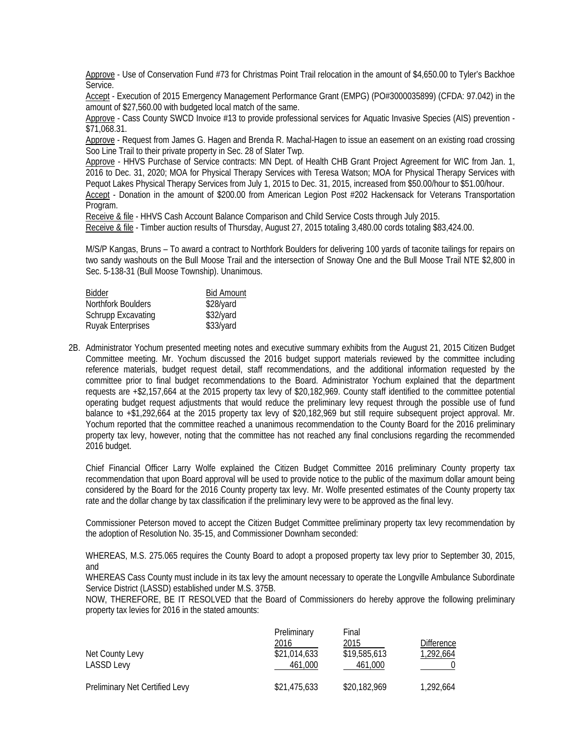Approve - Use of Conservation Fund #73 for Christmas Point Trail relocation in the amount of $4,650.00 to Tyler's Backhoe Service.

Accept - Execution of 2015 Emergency Management Performance Grant (EMPG) (PO#3000035899) (CFDA: 97.042) in the amount of $27,560.00 with budgeted local match of the same.

Approve - Cass County SWCD Invoice #13 to provide professional services for Aquatic Invasive Species (AIS) prevention - $71,068.31.

Approve - Request from James G. Hagen and Brenda R. Machal-Hagen to issue an easement on an existing road crossing Soo Line Trail to their private property in Sec. 28 of Slater Twp.

Approve - HHVS Purchase of Service contracts: MN Dept. of Health CHB Grant Project Agreement for WIC from Jan. 1, 2016 to Dec. 31, 2020; MOA for Physical Therapy Services with Teresa Watson; MOA for Physical Therapy Services with Pequot Lakes Physical Therapy Services from July 1, 2015 to Dec. 31, 2015, increased from $50.00/hour to $51.00/hour.

Accept - Donation in the amount of $200.00 from American Legion Post #202 Hackensack for Veterans Transportation Program.

Receive & file - HHVS Cash Account Balance Comparison and Child Service Costs through July 2015.

Receive & file - Timber auction results of Thursday, August 27, 2015 totaling 3,480.00 cords totaling $83,424.00.

M/S/P Kangas, Bruns – To award a contract to Northfork Boulders for delivering 100 yards of taconite tailings for repairs on two sandy washouts on the Bull Moose Trail and the intersection of Snoway One and the Bull Moose Trail NTE $2,800 in Sec. 5-138-31 (Bull Moose Township). Unanimous.

| Bidder | Bid Amount |
|---|---|
| Northfork Boulders | $28/yard |
| Schrupp Excavating | $32/yard |
| Ruyak Enterprises | $33/yard |

2B. Administrator Yochum presented meeting notes and executive summary exhibits from the August 21, 2015 Citizen Budget Committee meeting. Mr. Yochum discussed the 2016 budget support materials reviewed by the committee including reference materials, budget request detail, staff recommendations, and the additional information requested by the committee prior to final budget recommendations to the Board. Administrator Yochum explained that the department requests are +$2,157,664 at the 2015 property tax levy of $20,182,969. County staff identified to the committee potential operating budget request adjustments that would reduce the preliminary levy request through the possible use of fund balance to +$1,292,664 at the 2015 property tax levy of $20,182,969 but still require subsequent project approval. Mr. Yochum reported that the committee reached a unanimous recommendation to the County Board for the 2016 preliminary property tax levy, however, noting that the committee has not reached any final conclusions regarding the recommended 2016 budget.

Chief Financial Officer Larry Wolfe explained the Citizen Budget Committee 2016 preliminary County property tax recommendation that upon Board approval will be used to provide notice to the public of the maximum dollar amount being considered by the Board for the 2016 County property tax levy. Mr. Wolfe presented estimates of the County property tax rate and the dollar change by tax classification if the preliminary levy were to be approved as the final levy.

Commissioner Peterson moved to accept the Citizen Budget Committee preliminary property tax levy recommendation by the adoption of Resolution No. 35-15, and Commissioner Downham seconded:

WHEREAS, M.S. 275.065 requires the County Board to adopt a proposed property tax levy prior to September 30, 2015, and

WHEREAS Cass County must include in its tax levy the amount necessary to operate the Longville Ambulance Subordinate Service District (LASSD) established under M.S. 375B.

NOW, THEREFORE, BE IT RESOLVED that the Board of Commissioners do hereby approve the following preliminary property tax levies for 2016 in the stated amounts:

| | Preliminary 2016 | Final 2015 | Difference |
|---|---|---|---|
| Net County Levy | $21,014,633 | $19,585,613 | 1,292,664 |
| LASSD Levy | 461,000 | 461,000 | 0 |
| Preliminary Net Certified Levy | $21,475,633 | $20,182,969 | 1,292,664 |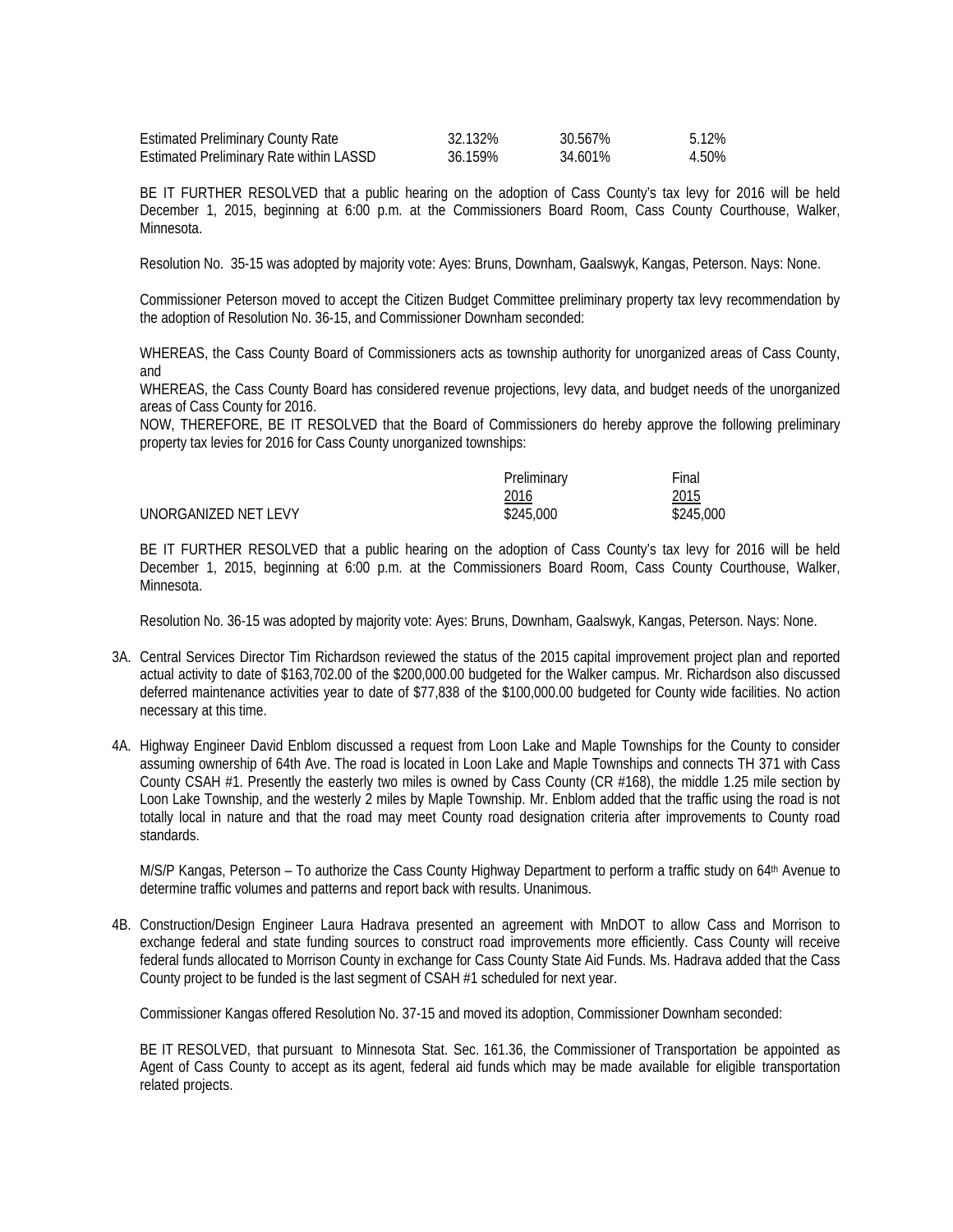| | | | |
|---|---|---|---|
| Estimated Preliminary County Rate | 32.132% | 30.567% | 5.12% |
| Estimated Preliminary Rate within LASSD | 36.159% | 34.601% | 4.50% |

BE IT FURTHER RESOLVED that a public hearing on the adoption of Cass County's tax levy for 2016 will be held December 1, 2015, beginning at 6:00 p.m. at the Commissioners Board Room, Cass County Courthouse, Walker, Minnesota.

Resolution No. 35-15 was adopted by majority vote: Ayes: Bruns, Downham, Gaalswyk, Kangas, Peterson. Nays: None.

Commissioner Peterson moved to accept the Citizen Budget Committee preliminary property tax levy recommendation by the adoption of Resolution No. 36-15, and Commissioner Downham seconded:

WHEREAS, the Cass County Board of Commissioners acts as township authority for unorganized areas of Cass County, and

WHEREAS, the Cass County Board has considered revenue projections, levy data, and budget needs of the unorganized areas of Cass County for 2016.

NOW, THEREFORE, BE IT RESOLVED that the Board of Commissioners do hereby approve the following preliminary property tax levies for 2016 for Cass County unorganized townships:

| | Preliminary 2016 | Final 2015 |
|---|---|---|
| UNORGANIZED NET LEVY | $245,000 | $245,000 |

BE IT FURTHER RESOLVED that a public hearing on the adoption of Cass County's tax levy for 2016 will be held December 1, 2015, beginning at 6:00 p.m. at the Commissioners Board Room, Cass County Courthouse, Walker, Minnesota.

Resolution No. 36-15 was adopted by majority vote: Ayes: Bruns, Downham, Gaalswyk, Kangas, Peterson. Nays: None.

3A. Central Services Director Tim Richardson reviewed the status of the 2015 capital improvement project plan and reported actual activity to date of $163,702.00 of the $200,000.00 budgeted for the Walker campus. Mr. Richardson also discussed deferred maintenance activities year to date of $77,838 of the $100,000.00 budgeted for County wide facilities. No action necessary at this time.

4A. Highway Engineer David Enblom discussed a request from Loon Lake and Maple Townships for the County to consider assuming ownership of 64th Ave. The road is located in Loon Lake and Maple Townships and connects TH 371 with Cass County CSAH #1. Presently the easterly two miles is owned by Cass County (CR #168), the middle 1.25 mile section by Loon Lake Township, and the westerly 2 miles by Maple Township. Mr. Enblom added that the traffic using the road is not totally local in nature and that the road may meet County road designation criteria after improvements to County road standards.

M/S/P Kangas, Peterson – To authorize the Cass County Highway Department to perform a traffic study on 64th Avenue to determine traffic volumes and patterns and report back with results. Unanimous.

4B. Construction/Design Engineer Laura Hadrava presented an agreement with MnDOT to allow Cass and Morrison to exchange federal and state funding sources to construct road improvements more efficiently. Cass County will receive federal funds allocated to Morrison County in exchange for Cass County State Aid Funds. Ms. Hadrava added that the Cass County project to be funded is the last segment of CSAH #1 scheduled for next year.

Commissioner Kangas offered Resolution No. 37-15 and moved its adoption, Commissioner Downham seconded:

BE IT RESOLVED, that pursuant to Minnesota Stat. Sec. 161.36, the Commissioner of Transportation be appointed as Agent of Cass County to accept as its agent, federal aid funds which may be made available for eligible transportation related projects.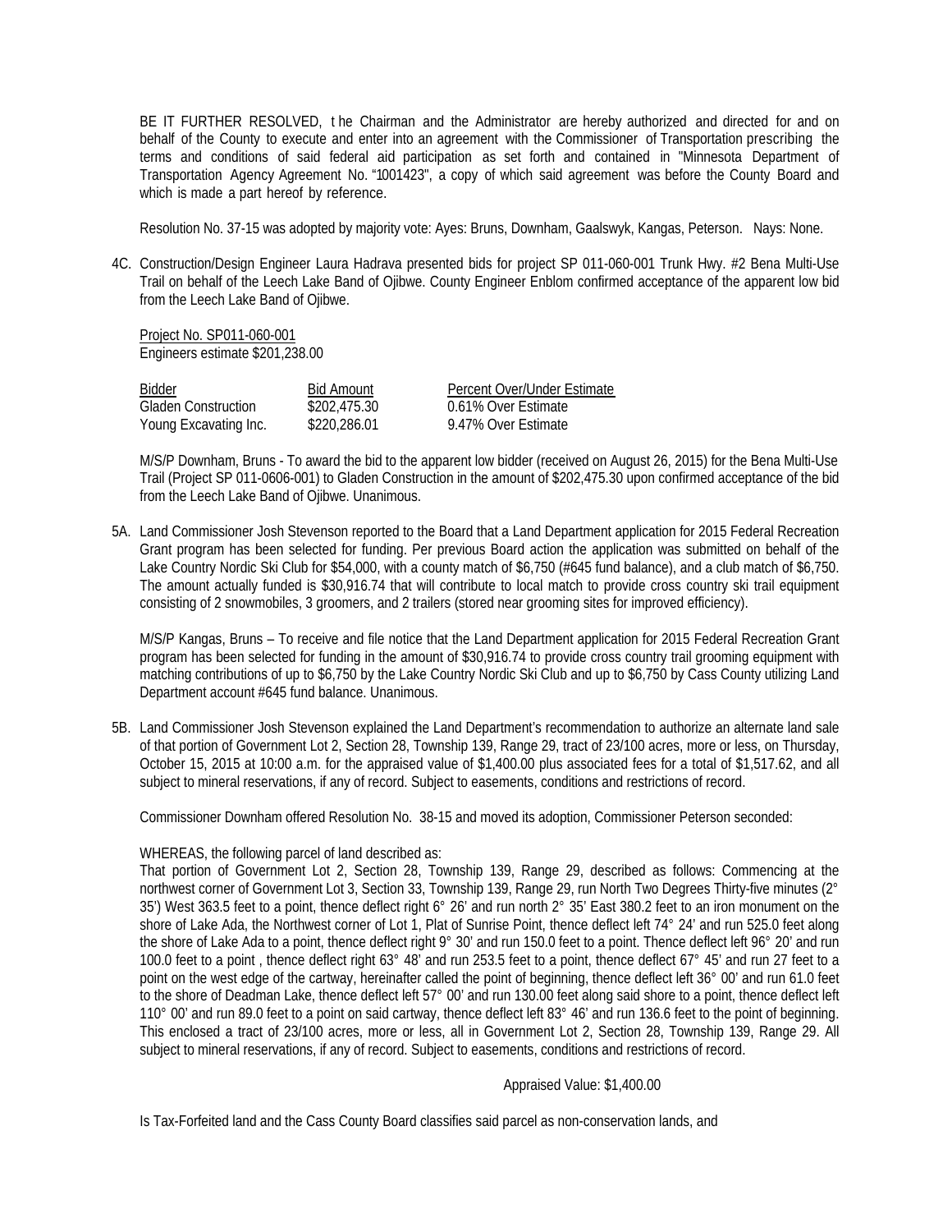BE IT FURTHER RESOLVED, t he Chairman and the Administrator are hereby authorized and directed for and on behalf of the County to execute and enter into an agreement with the Commissioner of Transportation prescribing the terms and conditions of said federal aid participation as set forth and contained in "Minnesota Department of Transportation Agency Agreement No. "1001423", a copy of which said agreement was before the County Board and which is made a part hereof by reference.

Resolution No. 37-15 was adopted by majority vote: Ayes: Bruns, Downham, Gaalswyk, Kangas, Peterson. Nays: None.

4C. Construction/Design Engineer Laura Hadrava presented bids for project SP 011-060-001 Trunk Hwy. #2 Bena Multi-Use Trail on behalf of the Leech Lake Band of Ojibwe. County Engineer Enblom confirmed acceptance of the apparent low bid from the Leech Lake Band of Ojibwe.

Project No. SP011-060-001
Engineers estimate $201,238.00

| Bidder | Bid Amount | Percent Over/Under Estimate |
|---|---|---|
| Gladen Construction | $202,475.30 | 0.61% Over Estimate |
| Young Excavating Inc. | $220,286.01 | 9.47% Over Estimate |

M/S/P Downham, Bruns - To award the bid to the apparent low bidder (received on August 26, 2015) for the Bena Multi-Use Trail (Project SP 011-0606-001) to Gladen Construction in the amount of $202,475.30 upon confirmed acceptance of the bid from the Leech Lake Band of Ojibwe. Unanimous.

5A. Land Commissioner Josh Stevenson reported to the Board that a Land Department application for 2015 Federal Recreation Grant program has been selected for funding. Per previous Board action the application was submitted on behalf of the Lake Country Nordic Ski Club for $54,000, with a county match of $6,750 (#645 fund balance), and a club match of $6,750. The amount actually funded is $30,916.74 that will contribute to local match to provide cross country ski trail equipment consisting of 2 snowmobiles, 3 groomers, and 2 trailers (stored near grooming sites for improved efficiency).

M/S/P Kangas, Bruns – To receive and file notice that the Land Department application for 2015 Federal Recreation Grant program has been selected for funding in the amount of $30,916.74 to provide cross country trail grooming equipment with matching contributions of up to $6,750 by the Lake Country Nordic Ski Club and up to $6,750 by Cass County utilizing Land Department account #645 fund balance. Unanimous.

5B. Land Commissioner Josh Stevenson explained the Land Department's recommendation to authorize an alternate land sale of that portion of Government Lot 2, Section 28, Township 139, Range 29, tract of 23/100 acres, more or less, on Thursday, October 15, 2015 at 10:00 a.m. for the appraised value of $1,400.00 plus associated fees for a total of $1,517.62, and all subject to mineral reservations, if any of record. Subject to easements, conditions and restrictions of record.

Commissioner Downham offered Resolution No. 38-15 and moved its adoption, Commissioner Peterson seconded:

WHEREAS, the following parcel of land described as:
That portion of Government Lot 2, Section 28, Township 139, Range 29, described as follows: Commencing at the northwest corner of Government Lot 3, Section 33, Township 139, Range 29, run North Two Degrees Thirty-five minutes (2° 35') West 363.5 feet to a point, thence deflect right 6° 26' and run north 2° 35' East 380.2 feet to an iron monument on the shore of Lake Ada, the Northwest corner of Lot 1, Plat of Sunrise Point, thence deflect left 74° 24' and run 525.0 feet along the shore of Lake Ada to a point, thence deflect right 9° 30' and run 150.0 feet to a point. Thence deflect left 96° 20' and run 100.0 feet to a point , thence deflect right 63° 48' and run 253.5 feet to a point, thence deflect 67° 45' and run 27 feet to a point on the west edge of the cartway, hereinafter called the point of beginning, thence deflect left 36° 00' and run 61.0 feet to the shore of Deadman Lake, thence deflect left 57° 00' and run 130.00 feet along said shore to a point, thence deflect left 110° 00' and run 89.0 feet to a point on said cartway, thence deflect left 83° 46' and run 136.6 feet to the point of beginning. This enclosed a tract of 23/100 acres, more or less, all in Government Lot 2, Section 28, Township 139, Range 29. All subject to mineral reservations, if any of record. Subject to easements, conditions and restrictions of record.

Appraised Value: $1,400.00

Is Tax-Forfeited land and the Cass County Board classifies said parcel as non-conservation lands, and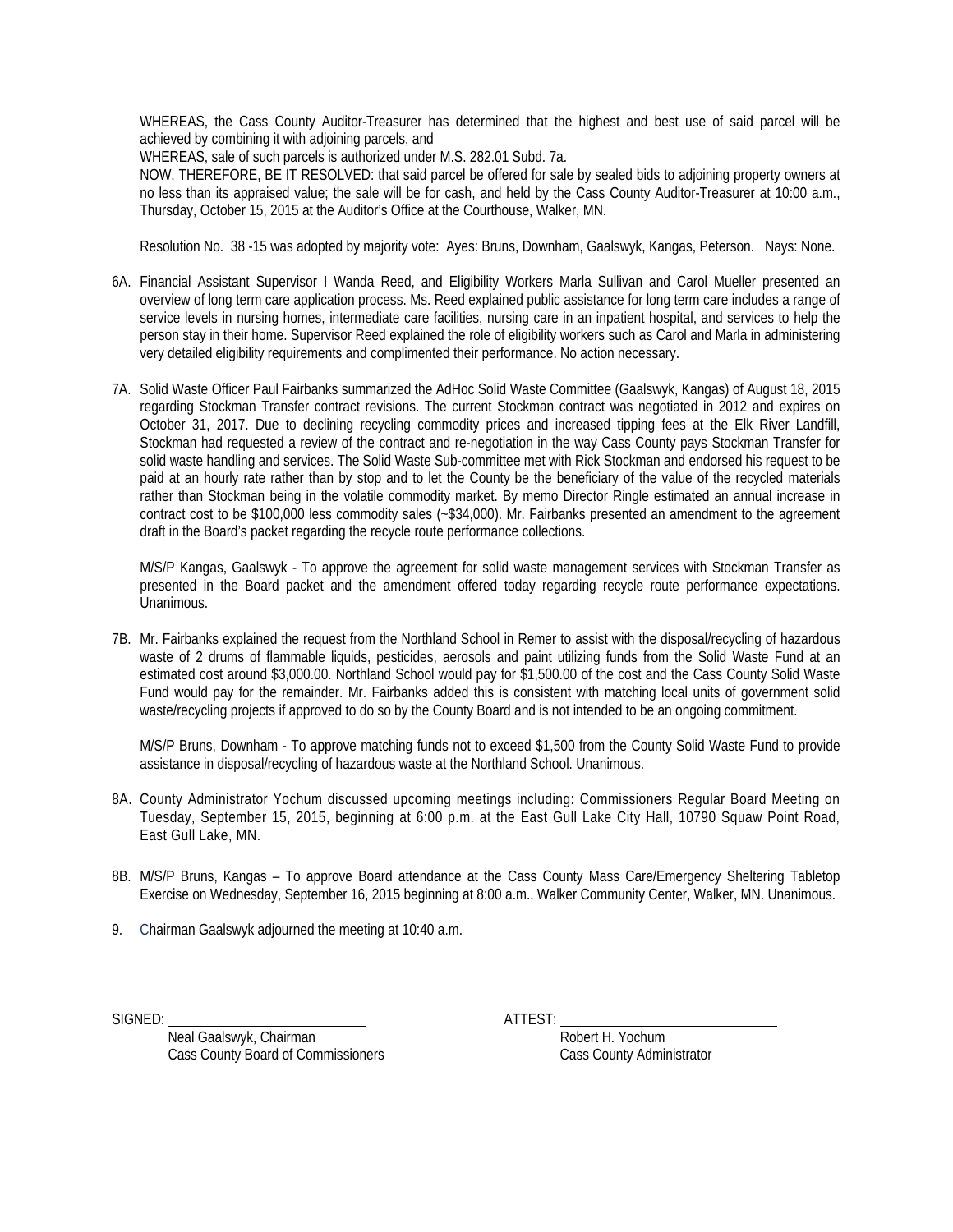WHEREAS, the Cass County Auditor-Treasurer has determined that the highest and best use of said parcel will be achieved by combining it with adjoining parcels, and

WHEREAS, sale of such parcels is authorized under M.S. 282.01 Subd. 7a.

NOW, THEREFORE, BE IT RESOLVED: that said parcel be offered for sale by sealed bids to adjoining property owners at no less than its appraised value; the sale will be for cash, and held by the Cass County Auditor-Treasurer at 10:00 a.m., Thursday, October 15, 2015 at the Auditor's Office at the Courthouse, Walker, MN.

Resolution No. 38 -15 was adopted by majority vote: Ayes: Bruns, Downham, Gaalswyk, Kangas, Peterson. Nays: None.

6A. Financial Assistant Supervisor I Wanda Reed, and Eligibility Workers Marla Sullivan and Carol Mueller presented an overview of long term care application process. Ms. Reed explained public assistance for long term care includes a range of service levels in nursing homes, intermediate care facilities, nursing care in an inpatient hospital, and services to help the person stay in their home. Supervisor Reed explained the role of eligibility workers such as Carol and Marla in administering very detailed eligibility requirements and complimented their performance. No action necessary.

7A. Solid Waste Officer Paul Fairbanks summarized the AdHoc Solid Waste Committee (Gaalswyk, Kangas) of August 18, 2015 regarding Stockman Transfer contract revisions. The current Stockman contract was negotiated in 2012 and expires on October 31, 2017. Due to declining recycling commodity prices and increased tipping fees at the Elk River Landfill, Stockman had requested a review of the contract and re-negotiation in the way Cass County pays Stockman Transfer for solid waste handling and services. The Solid Waste Sub-committee met with Rick Stockman and endorsed his request to be paid at an hourly rate rather than by stop and to let the County be the beneficiary of the value of the recycled materials rather than Stockman being in the volatile commodity market. By memo Director Ringle estimated an annual increase in contract cost to be $100,000 less commodity sales (~$34,000). Mr. Fairbanks presented an amendment to the agreement draft in the Board's packet regarding the recycle route performance collections.

M/S/P Kangas, Gaalswyk - To approve the agreement for solid waste management services with Stockman Transfer as presented in the Board packet and the amendment offered today regarding recycle route performance expectations. Unanimous.

7B. Mr. Fairbanks explained the request from the Northland School in Remer to assist with the disposal/recycling of hazardous waste of 2 drums of flammable liquids, pesticides, aerosols and paint utilizing funds from the Solid Waste Fund at an estimated cost around $3,000.00. Northland School would pay for $1,500.00 of the cost and the Cass County Solid Waste Fund would pay for the remainder. Mr. Fairbanks added this is consistent with matching local units of government solid waste/recycling projects if approved to do so by the County Board and is not intended to be an ongoing commitment.

M/S/P Bruns, Downham - To approve matching funds not to exceed $1,500 from the County Solid Waste Fund to provide assistance in disposal/recycling of hazardous waste at the Northland School. Unanimous.

8A. County Administrator Yochum discussed upcoming meetings including: Commissioners Regular Board Meeting on Tuesday, September 15, 2015, beginning at 6:00 p.m. at the East Gull Lake City Hall, 10790 Squaw Point Road, East Gull Lake, MN.

8B. M/S/P Bruns, Kangas – To approve Board attendance at the Cass County Mass Care/Emergency Sheltering Tabletop Exercise on Wednesday, September 16, 2015 beginning at 8:00 a.m., Walker Community Center, Walker, MN. Unanimous.

9. Chairman Gaalswyk adjourned the meeting at 10:40 a.m.

SIGNED: ____________________________
Neal Gaalswyk, Chairman
Cass County Board of Commissioners

ATTEST: ____________________________
Robert H. Yochum
Cass County Administrator